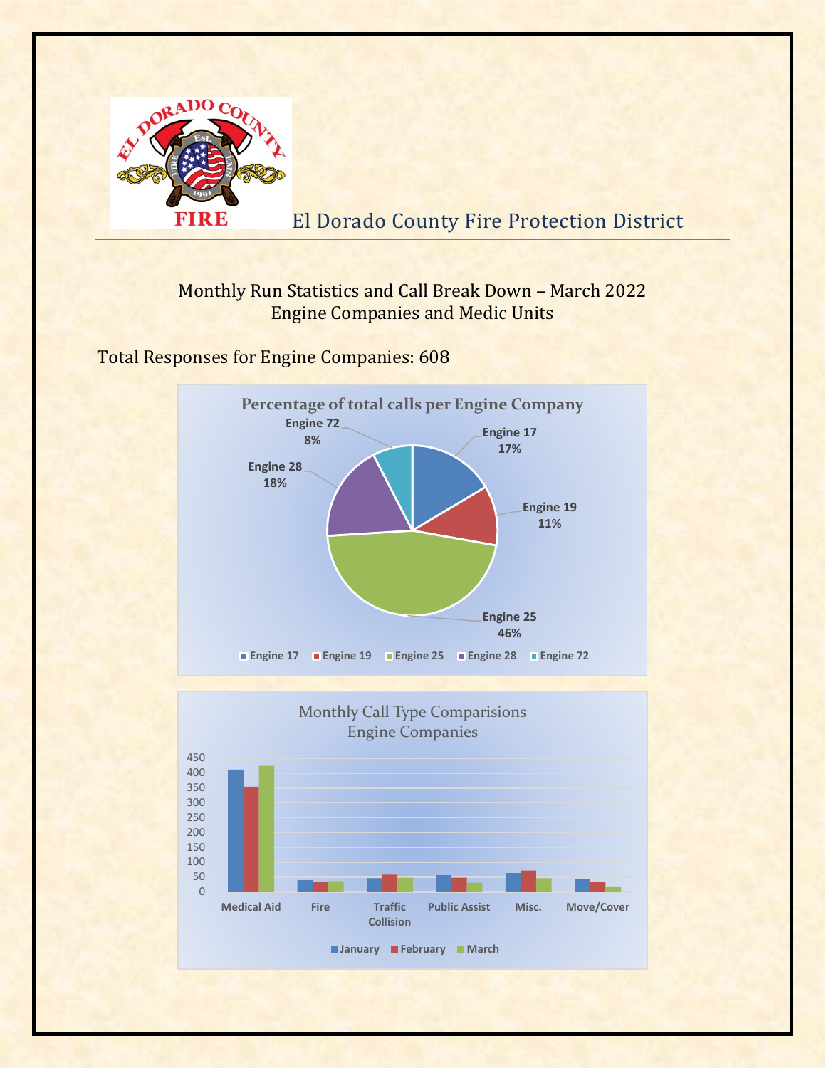# El Dorado County Fire Protection District

Monthly Run Statistics and Call Break Down – March 2022
Engine Companies and Medic Units

Total Responses for Engine Companies: 608

**Percentage of total calls per Engine Company**

| Engine Company | Percentage |
|---|---|
| Engine 17 | 17% |
| Engine 19 | 11% |
| Engine 25 | 46% |
| Engine 28 | 18% |
| Engine 72 | 8% |

**Monthly Call Type Comparisions
Engine Companies**

Chart categories: Medical Aid, Fire, Traffic Collision, Public Assist, Misc., Move/Cover

Series: January, February, March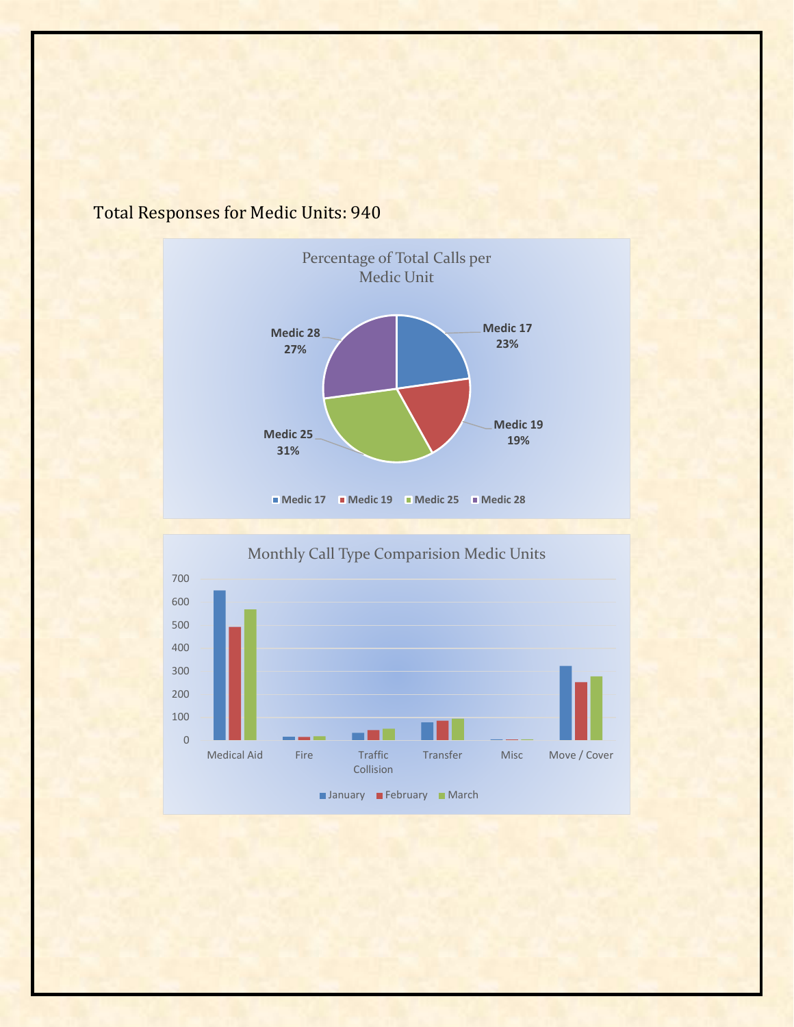Total Responses for Medic Units: 940

Percentage of Total Calls per Medic Unit

Medic 17
23%

Medic 19
19%

Medic 25
31%

Medic 28
27%

Medic 17 Medic 19 Medic 25 Medic 28

Monthly Call Type Comparision Medic Units

700
600
500
400
300
200
100
0

Medical Aid
Fire
Traffic Collision
Transfer
Misc
Move / Cover

January February March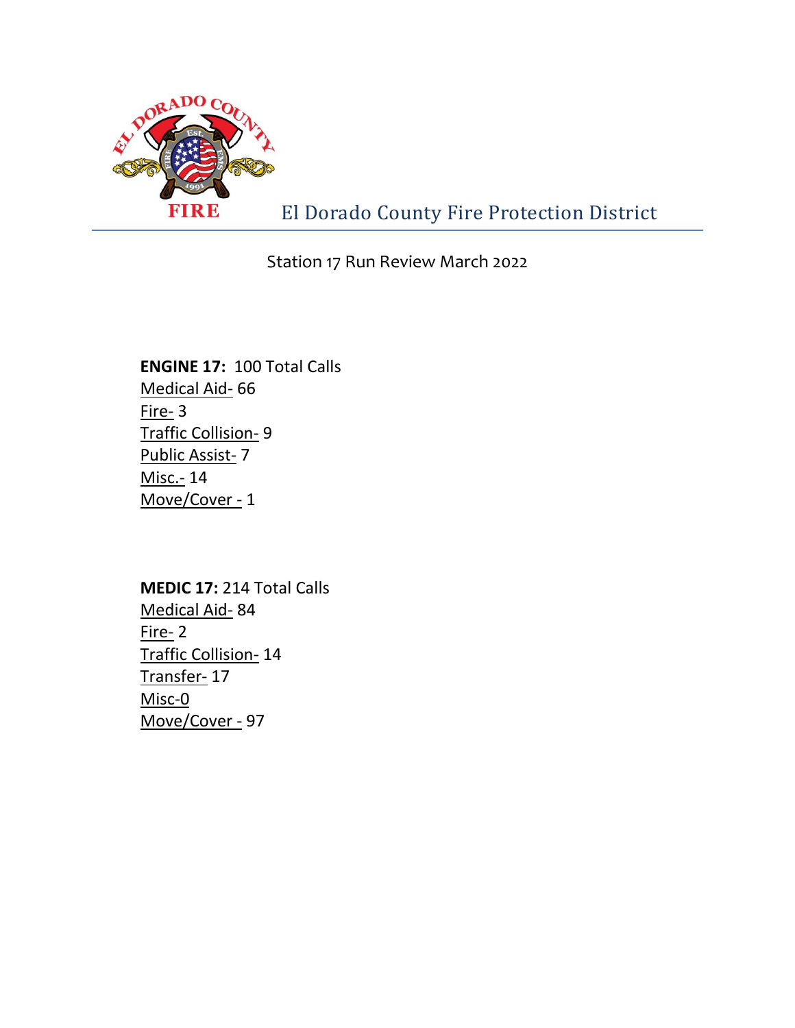El Dorado County Fire Protection District

Station 17 Run Review March 2022

**ENGINE 17:** 100 Total Calls
Medical Aid- 66
Fire- 3
Traffic Collision- 9
Public Assist- 7
Misc.- 14
Move/Cover - 1

**MEDIC 17:** 214 Total Calls
Medical Aid- 84
Fire- 2
Traffic Collision- 14
Transfer- 17
Misc-0
Move/Cover - 97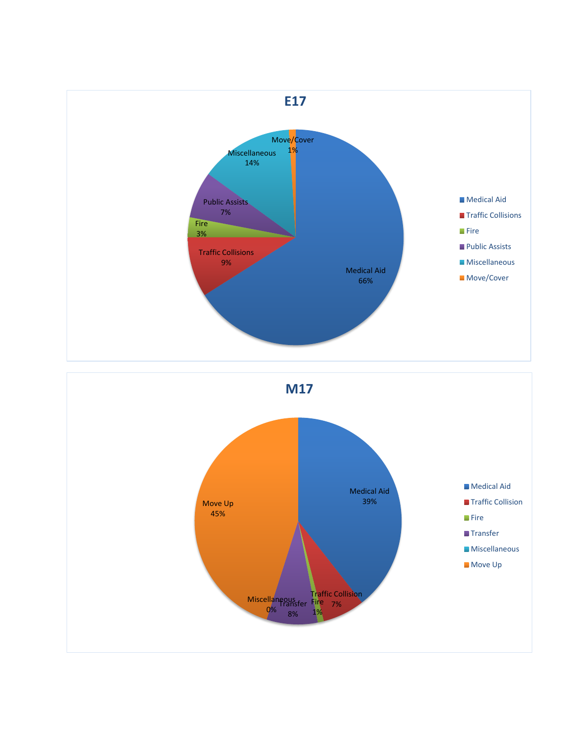## E17

Move/Cover
1%

Miscellaneous
14%

Public Assists
7%

Fire
3%

Traffic Collisions
9%

Medical Aid
66%

Medical Aid
Traffic Collisions
Fire
Public Assists
Miscellaneous
Move/Cover

## M17

Medical Aid
39%

Move Up
45%

Miscellaneous
0%

Transfer
8%

Fire
1%

Traffic Collision
7%

Medical Aid
Traffic Collision
Fire
Transfer
Miscellaneous
Move Up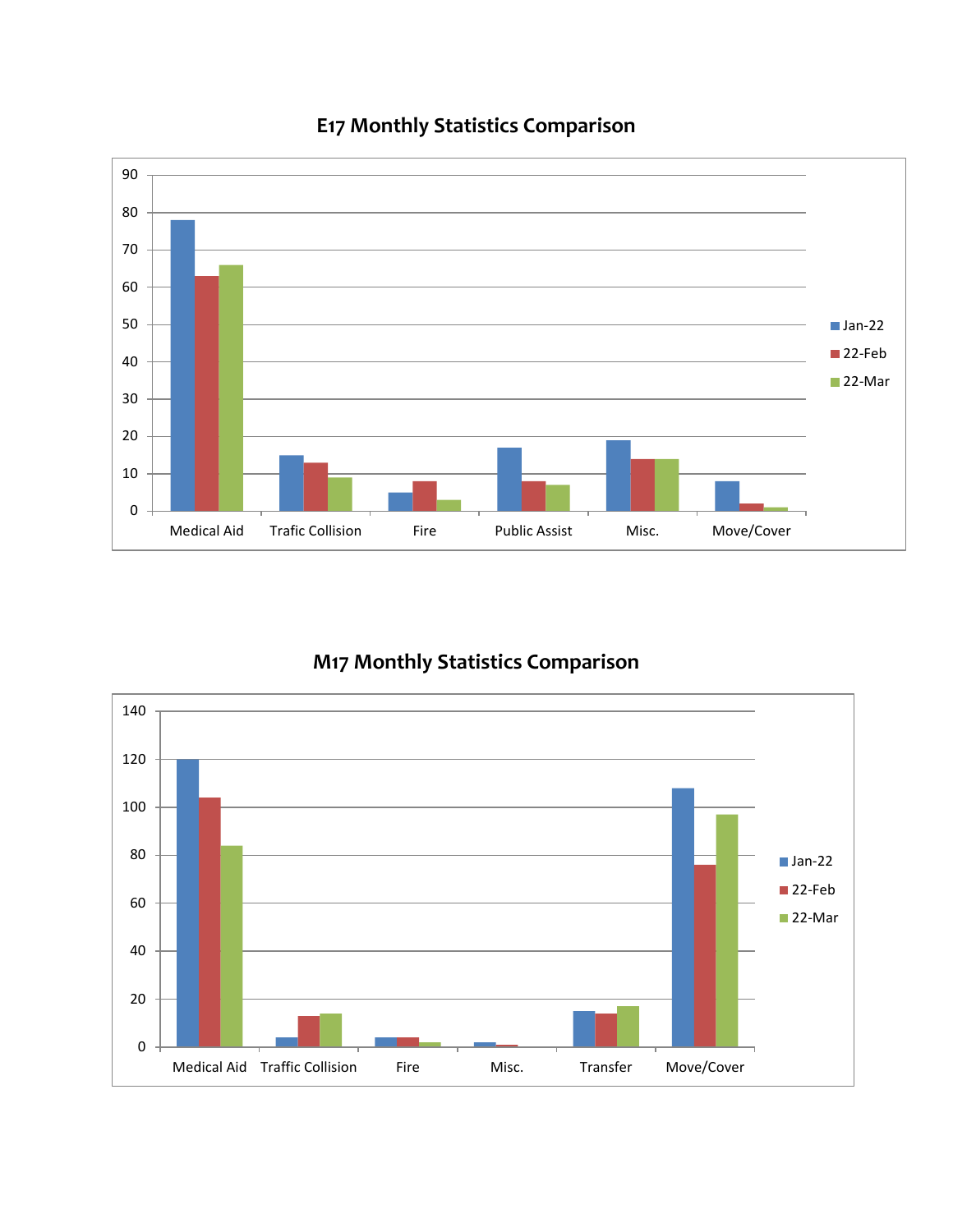## E17 Monthly Statistics Comparison

90
80
70
60
50
40
30
20
10
0

Medical Aid
Trafic Collision
Fire
Public Assist
Misc.
Move/Cover

Jan-22
22-Feb
22-Mar

## M17 Monthly Statistics Comparison

140
120
100
80
60
40
20
0

Medical Aid
Traffic Collision
Fire
Misc.
Transfer
Move/Cover

Jan-22
22-Feb
22-Mar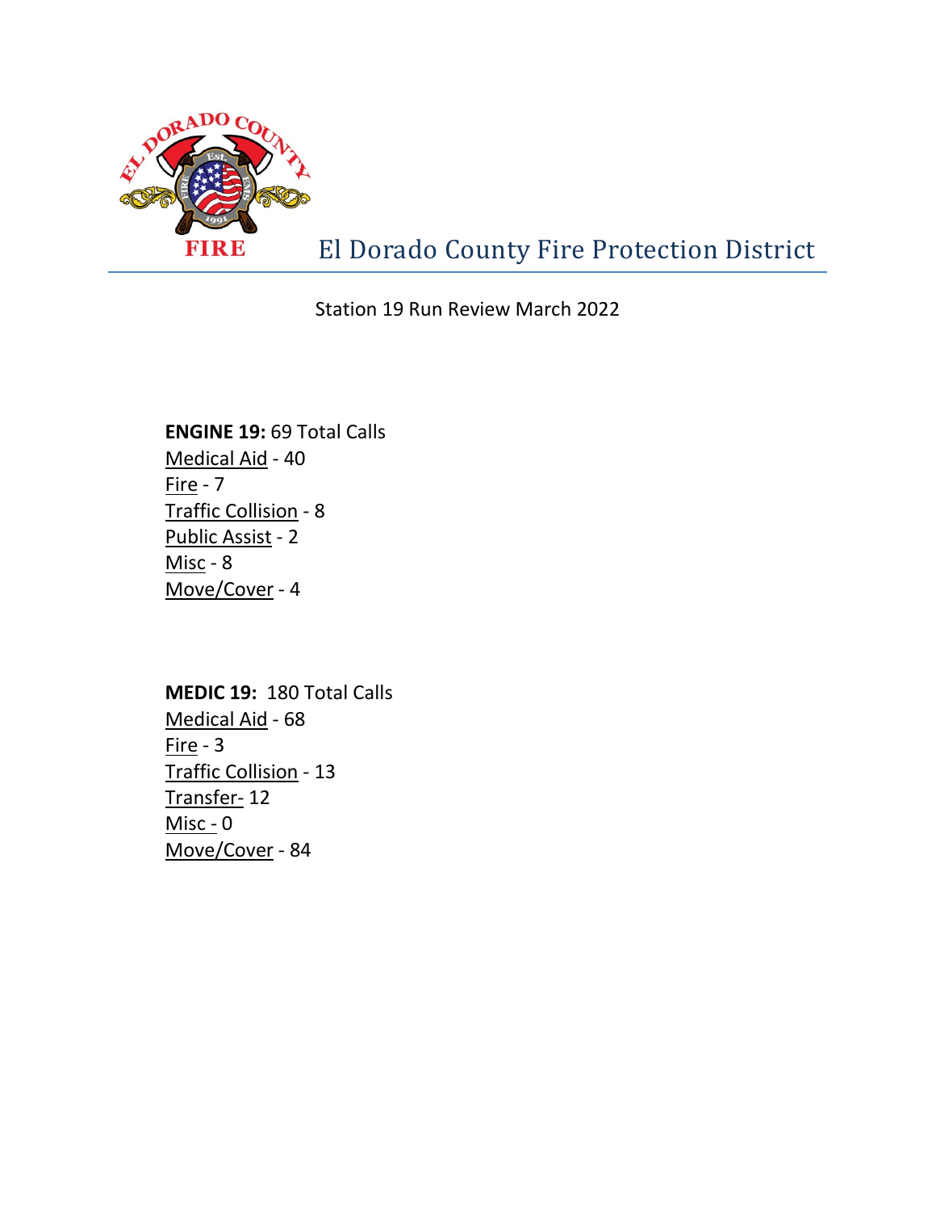# El Dorado County Fire Protection District

Station 19 Run Review March 2022

**ENGINE 19:** 69 Total Calls
Medical Aid - 40
Fire - 7
Traffic Collision - 8
Public Assist - 2
Misc - 8
Move/Cover - 4

**MEDIC 19:** 180 Total Calls
Medical Aid - 68
Fire - 3
Traffic Collision - 13
Transfer- 12
Misc - 0
Move/Cover - 84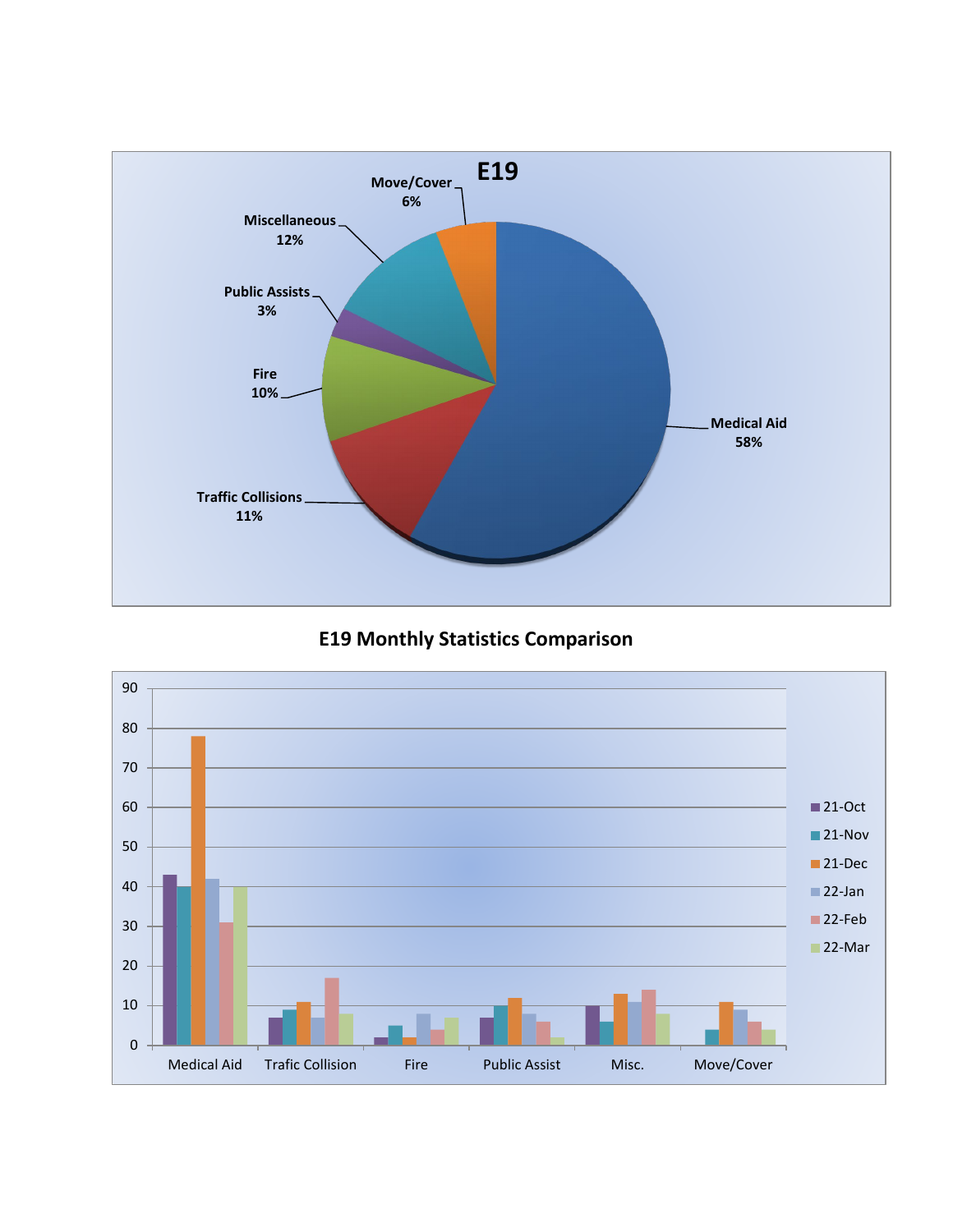E19

Move/Cover 6%

Miscellaneous 12%

Public Assists 3%

Fire 10%

Traffic Collisions 11%

Medical Aid 58%

## E19 Monthly Statistics Comparison

90
80
70
60
50
40
30
20
10
0

Medical Aid
Trafic Collision
Fire
Public Assist
Misc.
Move/Cover

21-Oct
21-Nov
21-Dec
22-Jan
22-Feb
22-Mar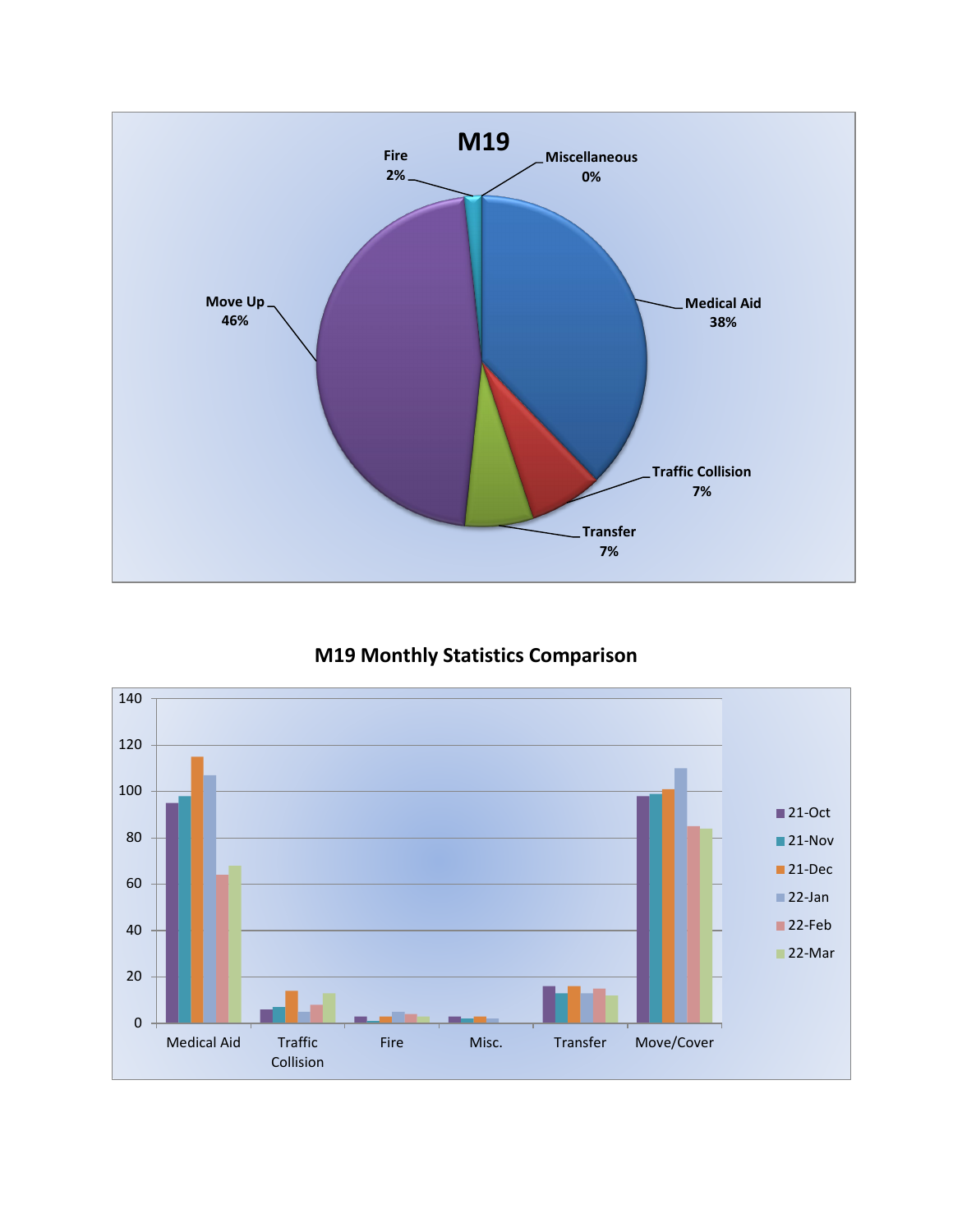M19

Fire
2%

Miscellaneous
0%

Medical Aid
38%

Traffic Collision
7%

Transfer
7%

Move Up
46%

## M19 Monthly Statistics Comparison

140
120
100
80
60
40
20
0

Medical Aid
Traffic Collision
Fire
Misc.
Transfer
Move/Cover

21-Oct
21-Nov
21-Dec
22-Jan
22-Feb
22-Mar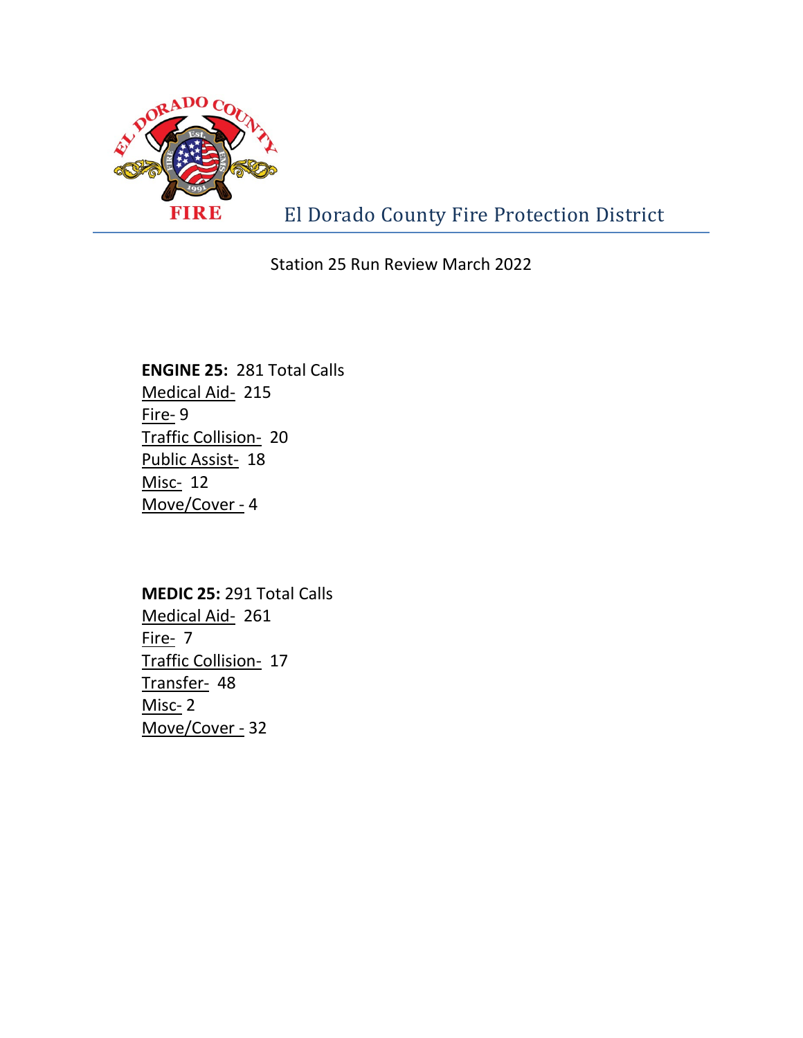El Dorado County Fire Protection District

Station 25 Run Review March 2022

**ENGINE 25:** 281 Total Calls
Medical Aid- 215
Fire- 9
Traffic Collision- 20
Public Assist- 18
Misc- 12
Move/Cover - 4

**MEDIC 25:** 291 Total Calls
Medical Aid- 261
Fire- 7
Traffic Collision- 17
Transfer- 48
Misc- 2
Move/Cover - 32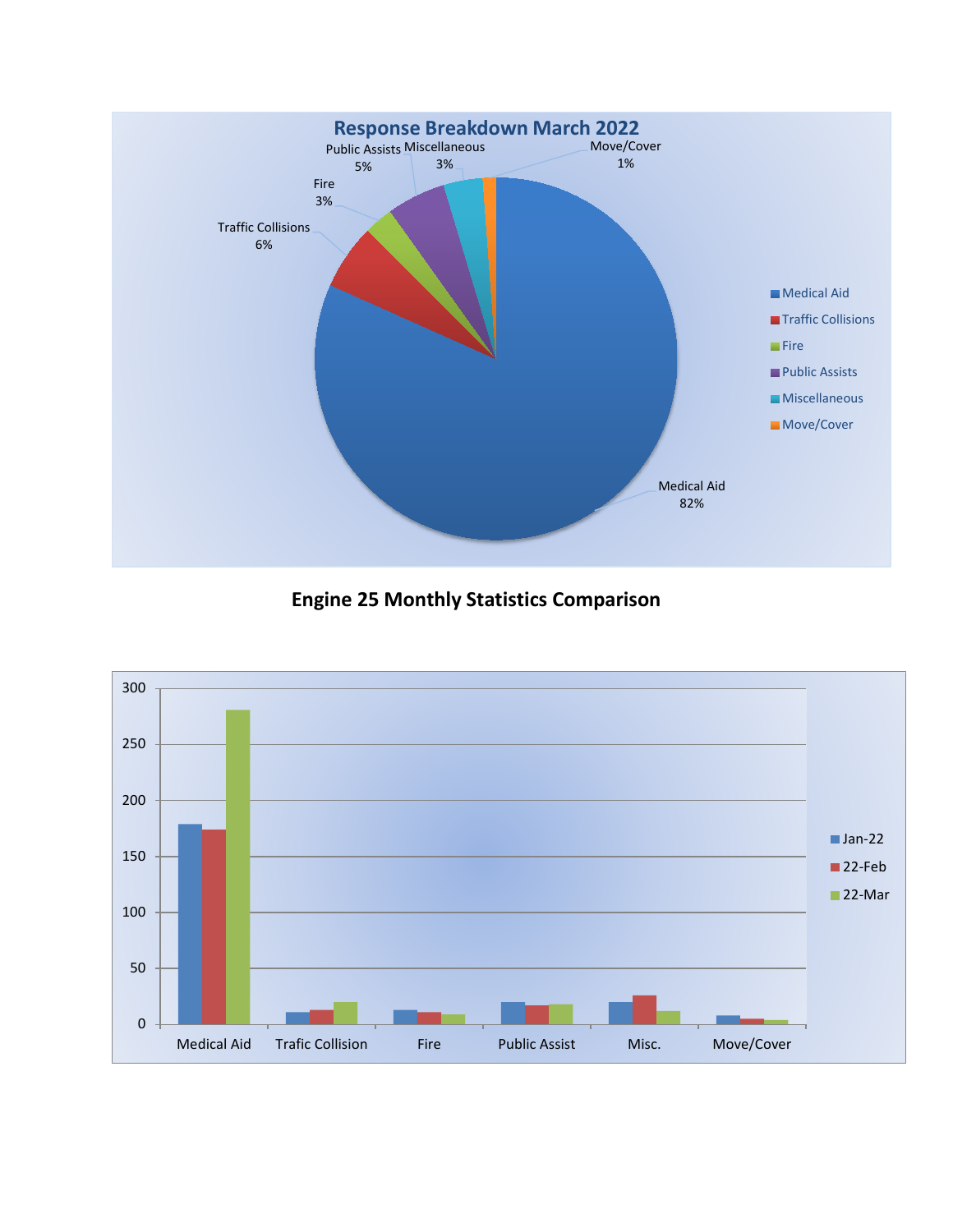Response Breakdown March 2022

Public Assists 5%

Miscellaneous 3%

Move/Cover 1%

Fire 3%

Traffic Collisions 6%

Medical Aid 82%

Medical Aid

Traffic Collisions

Fire

Public Assists

Miscellaneous

Move/Cover

## Engine 25 Monthly Statistics Comparison

300

250

200

150

100

50

0

Medical Aid

Trafic Collision

Fire

Public Assist

Misc.

Move/Cover

Jan-22

22-Feb

22-Mar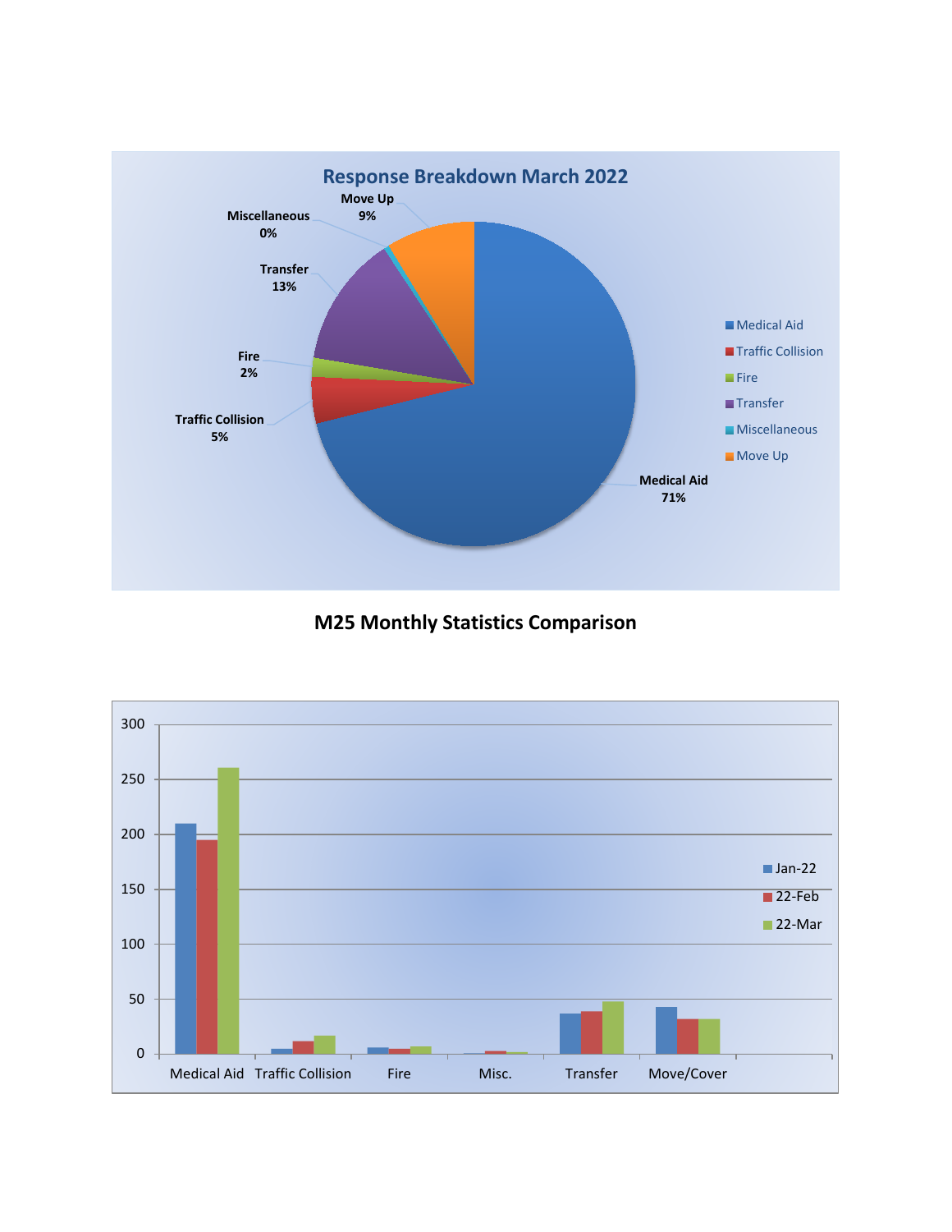**Response Breakdown March 2022**

| Category | Percentage |
| --- | --- |
| Medical Aid | 71% |
| Traffic Collision | 5% |
| Fire | 2% |
| Transfer | 13% |
| Miscellaneous | 0% |
| Move Up | 9% |

## M25 Monthly Statistics Comparison

Chart categories: Medical Aid, Traffic Collision, Fire, Misc., Transfer, Move/Cover

Legend: Jan-22, 22-Feb, 22-Mar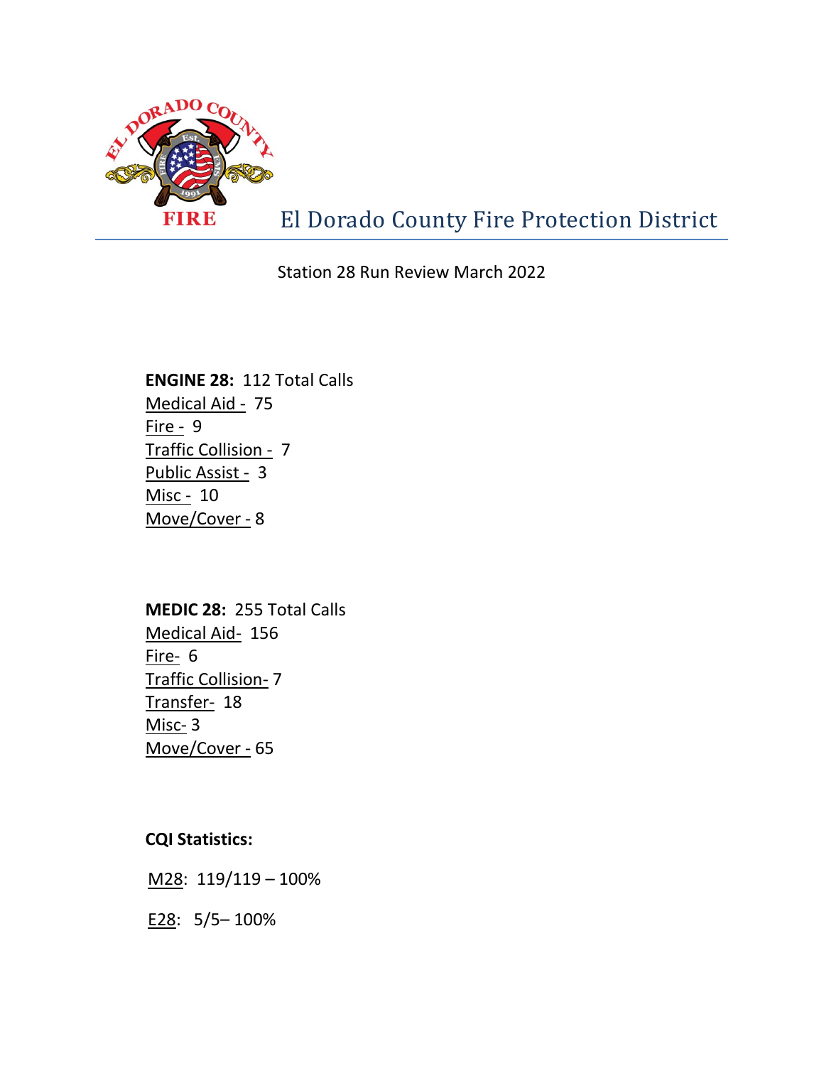El Dorado County Fire Protection District

Station 28 Run Review March 2022

**ENGINE 28:** 112 Total Calls
Medical Aid - 75
Fire - 9
Traffic Collision - 7
Public Assist - 3
Misc - 10
Move/Cover - 8

**MEDIC 28:** 255 Total Calls
Medical Aid- 156
Fire- 6
Traffic Collision- 7
Transfer- 18
Misc- 3
Move/Cover - 65

**CQI Statistics:**

M28: 119/119 – 100%

E28: 5/5– 100%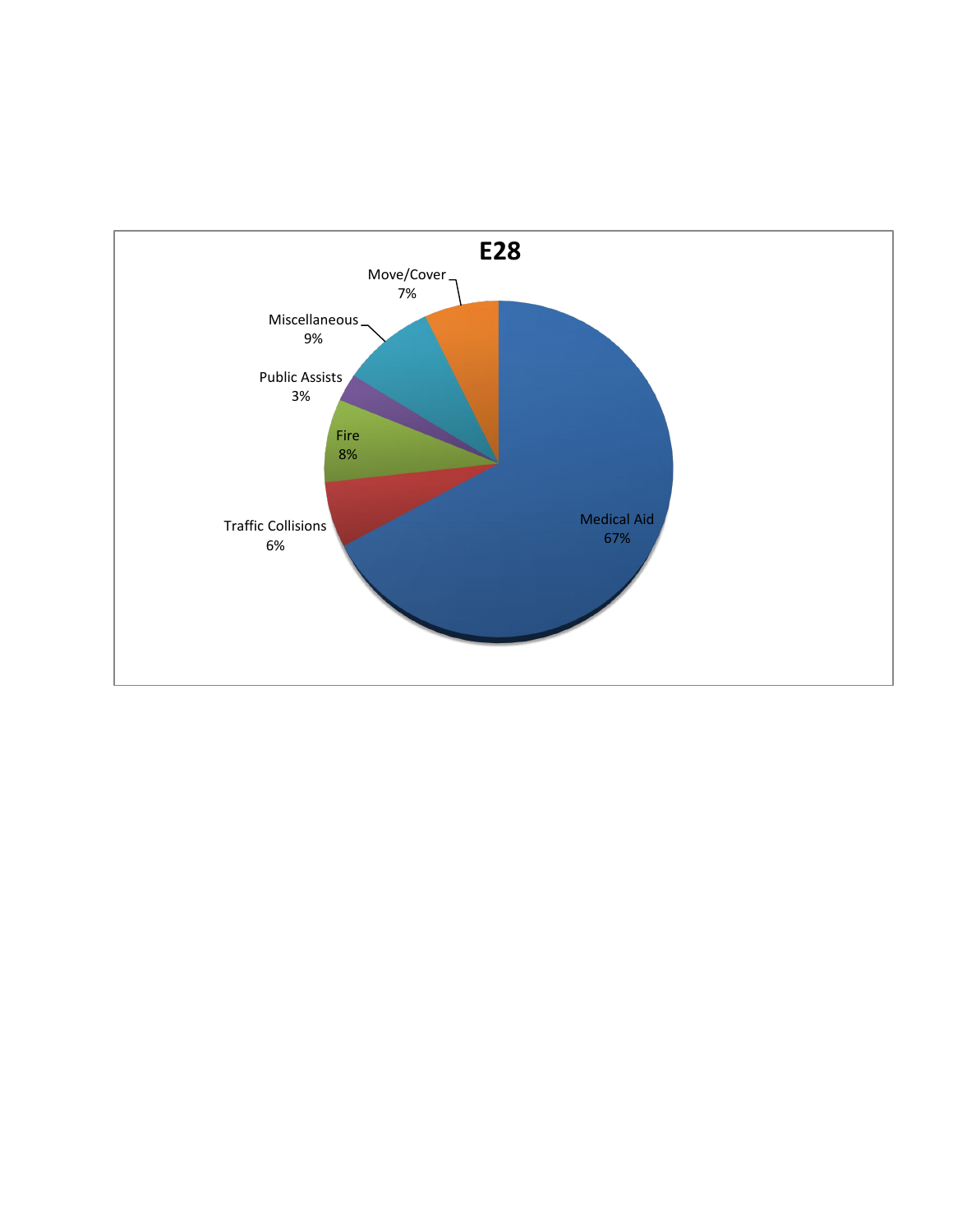E28

Move/Cover
7%

Miscellaneous
9%

Public Assists
3%

Fire
8%

Traffic Collisions
6%

Medical Aid
67%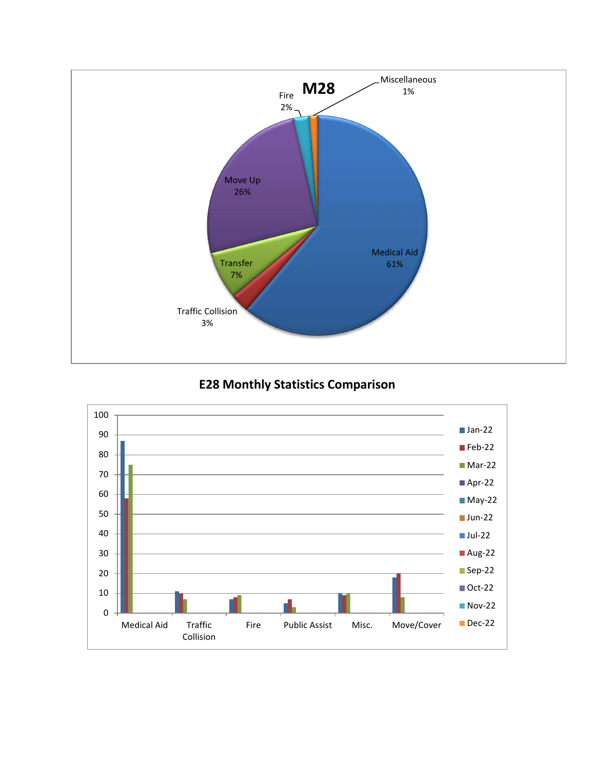M28

Fire
2%

Miscellaneous
1%

Move Up
26%

Medical Aid
61%

Transfer
7%

Traffic Collision
3%

## E28 Monthly Statistics Comparison

100
90
80
70
60
50
40
30
20
10
0

Medical Aid
Traffic Collision
Fire
Public Assist
Misc.
Move/Cover

Jan-22
Feb-22
Mar-22
Apr-22
May-22
Jun-22
Jul-22
Aug-22
Sep-22
Oct-22
Nov-22
Dec-22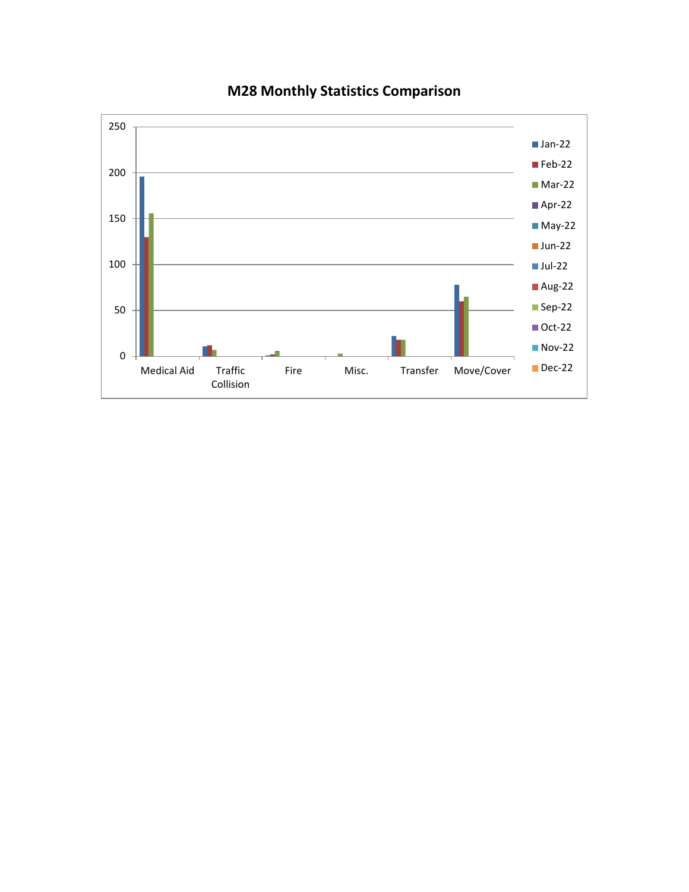# M28 Monthly Statistics Comparison

250
200
150
100
50
0

Medical Aid
Traffic Collision
Fire
Misc.
Transfer
Move/Cover

Jan-22
Feb-22
Mar-22
Apr-22
May-22
Jun-22
Jul-22
Aug-22
Sep-22
Oct-22
Nov-22
Dec-22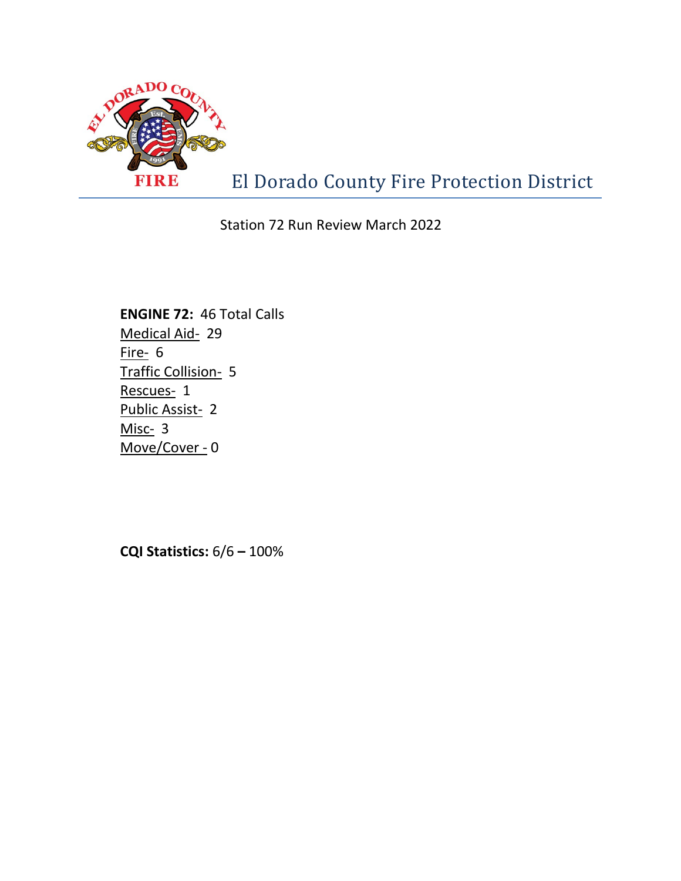# El Dorado County Fire Protection District

Station 72 Run Review March 2022

**ENGINE 72:** 46 Total Calls

Medical Aid- 29

Fire- 6

Traffic Collision- 5

Rescues- 1

Public Assist- 2

Misc- 3

Move/Cover - 0

**CQI Statistics:** 6/6 **–** 100%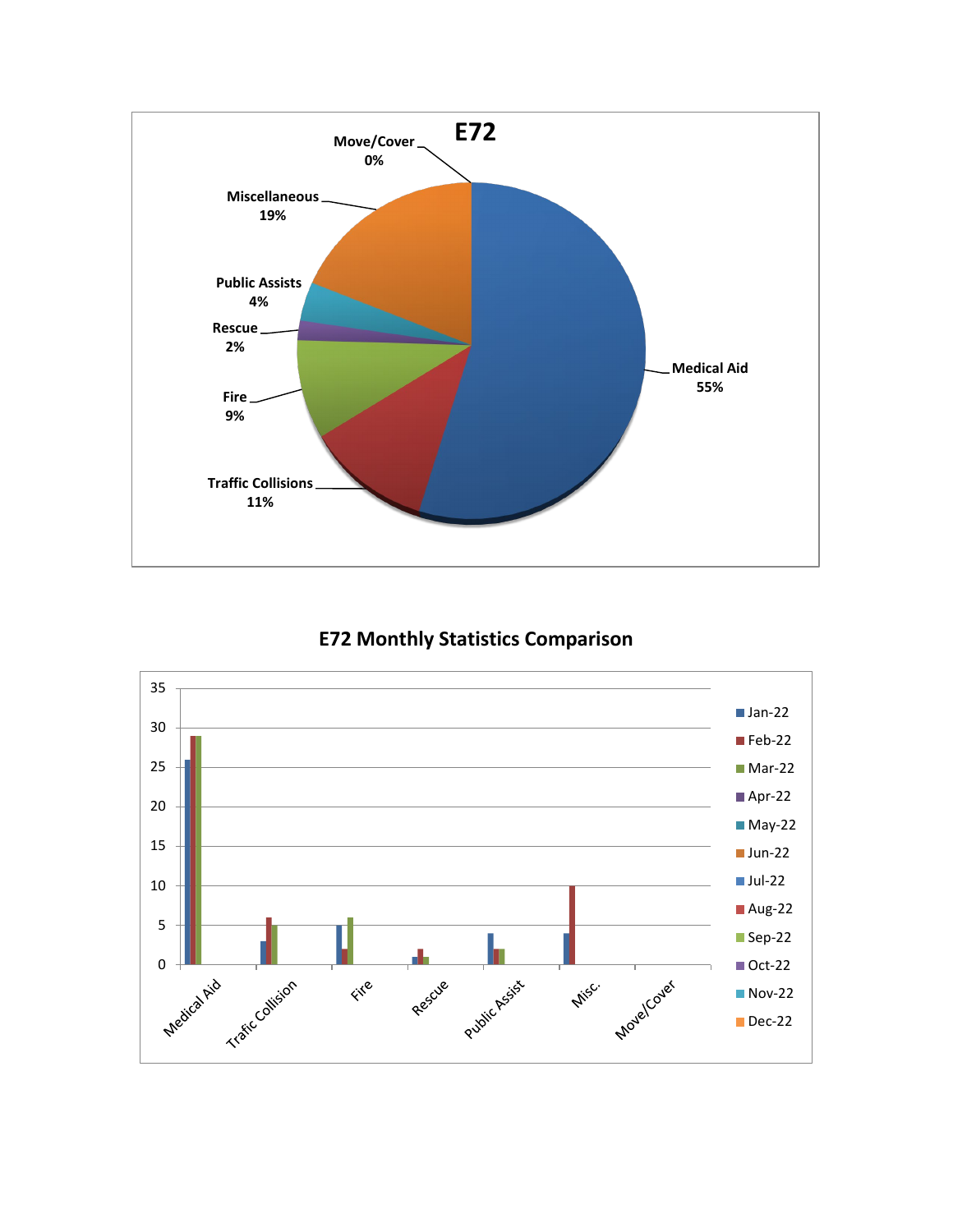E72

Move/Cover 0%

Miscellaneous 19%

Public Assists 4%

Rescue 2%

Fire 9%

Traffic Collisions 11%

Medical Aid 55%

## E72 Monthly Statistics Comparison

35
30
25
20
15
10
5
0

Medical Aid
Trafic Collision
Fire
Rescue
Public Assist
Misc.
Move/Cover

Jan-22
Feb-22
Mar-22
Apr-22
May-22
Jun-22
Jul-22
Aug-22
Sep-22
Oct-22
Nov-22
Dec-22